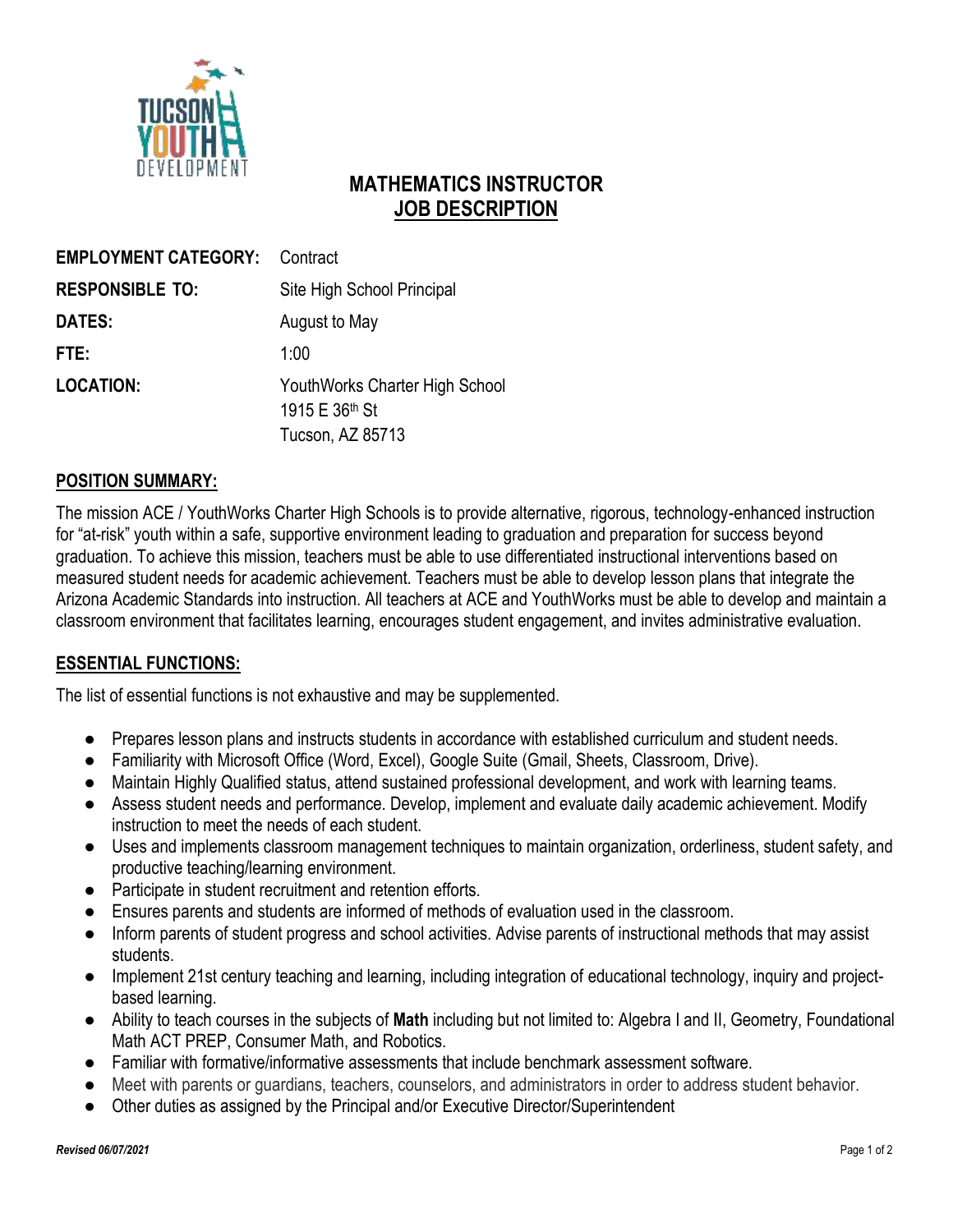# MATHEMATICS INSTRUCTOR
## JOB DESCRIPTION

**EMPLOYMENT CATEGORY:** Contract

**RESPONSIBLE TO:** Site High School Principal

**DATES:** August to May

**FTE:** 1:00

**LOCATION:** YouthWorks Charter High School
1915 E 36th St
Tucson, AZ 85713

## POSITION SUMMARY:

The mission ACE / YouthWorks Charter High Schools is to provide alternative, rigorous, technology-enhanced instruction for "at-risk" youth within a safe, supportive environment leading to graduation and preparation for success beyond graduation. To achieve this mission, teachers must be able to use differentiated instructional interventions based on measured student needs for academic achievement. Teachers must be able to develop lesson plans that integrate the Arizona Academic Standards into instruction. All teachers at ACE and YouthWorks must be able to develop and maintain a classroom environment that facilitates learning, encourages student engagement, and invites administrative evaluation.

## ESSENTIAL FUNCTIONS:

The list of essential functions is not exhaustive and may be supplemented.

- Prepares lesson plans and instructs students in accordance with established curriculum and student needs.
- Familiarity with Microsoft Office (Word, Excel), Google Suite (Gmail, Sheets, Classroom, Drive).
- Maintain Highly Qualified status, attend sustained professional development, and work with learning teams.
- Assess student needs and performance. Develop, implement and evaluate daily academic achievement. Modify instruction to meet the needs of each student.
- Uses and implements classroom management techniques to maintain organization, orderliness, student safety, and productive teaching/learning environment.
- Participate in student recruitment and retention efforts.
- Ensures parents and students are informed of methods of evaluation used in the classroom.
- Inform parents of student progress and school activities. Advise parents of instructional methods that may assist students.
- Implement 21st century teaching and learning, including integration of educational technology, inquiry and project-based learning.
- Ability to teach courses in the subjects of **Math** including but not limited to: Algebra I and II, Geometry, Foundational Math ACT PREP, Consumer Math, and Robotics.
- Familiar with formative/informative assessments that include benchmark assessment software.
- Meet with parents or guardians, teachers, counselors, and administrators in order to address student behavior.
- Other duties as assigned by the Principal and/or Executive Director/Superintendent

*Revised 06/07/2021*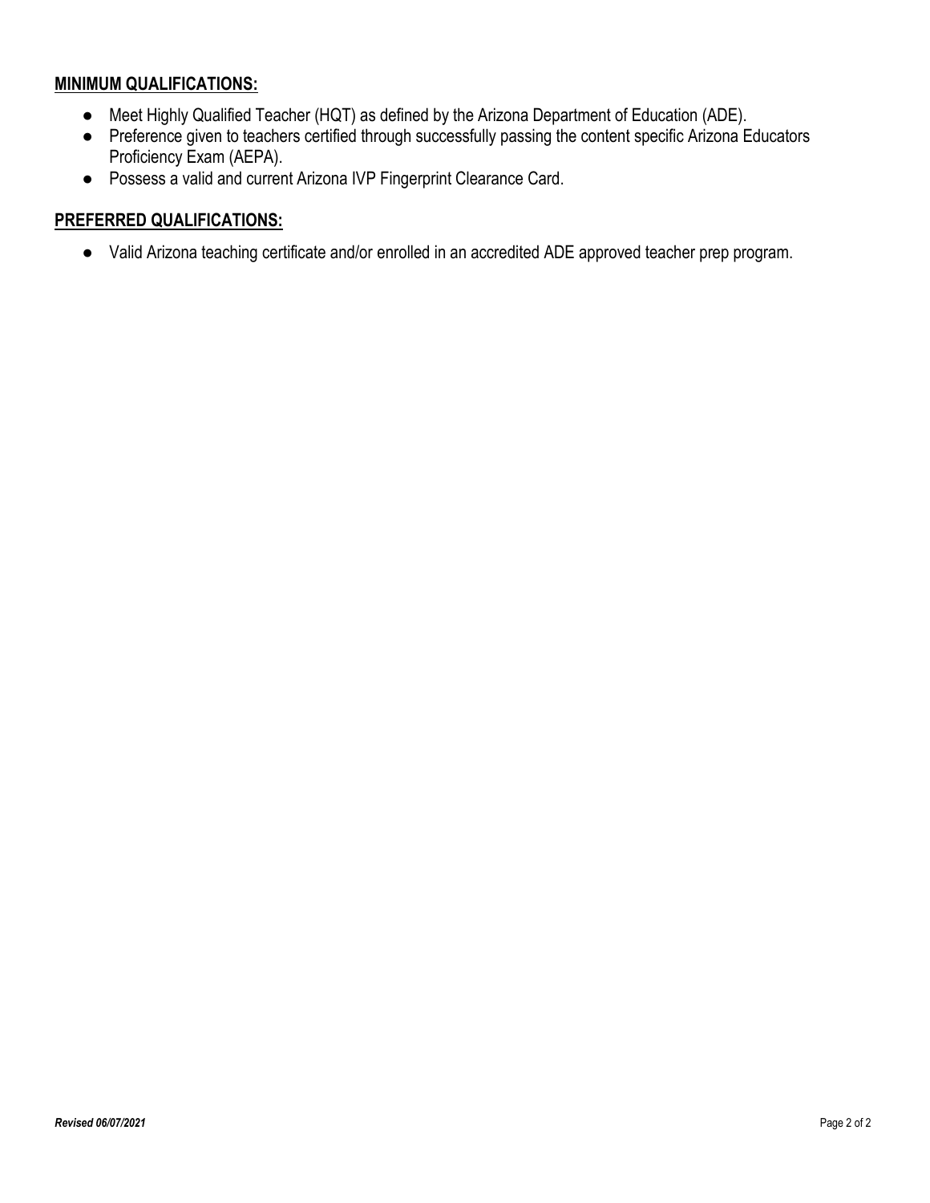**MINIMUM QUALIFICATIONS:**

- Meet Highly Qualified Teacher (HQT) as defined by the Arizona Department of Education (ADE).
- Preference given to teachers certified through successfully passing the content specific Arizona Educators Proficiency Exam (AEPA).
- Possess a valid and current Arizona IVP Fingerprint Clearance Card.

**PREFERRED QUALIFICATIONS:**

- Valid Arizona teaching certificate and/or enrolled in an accredited ADE approved teacher prep program.

***Revised 06/07/2021***